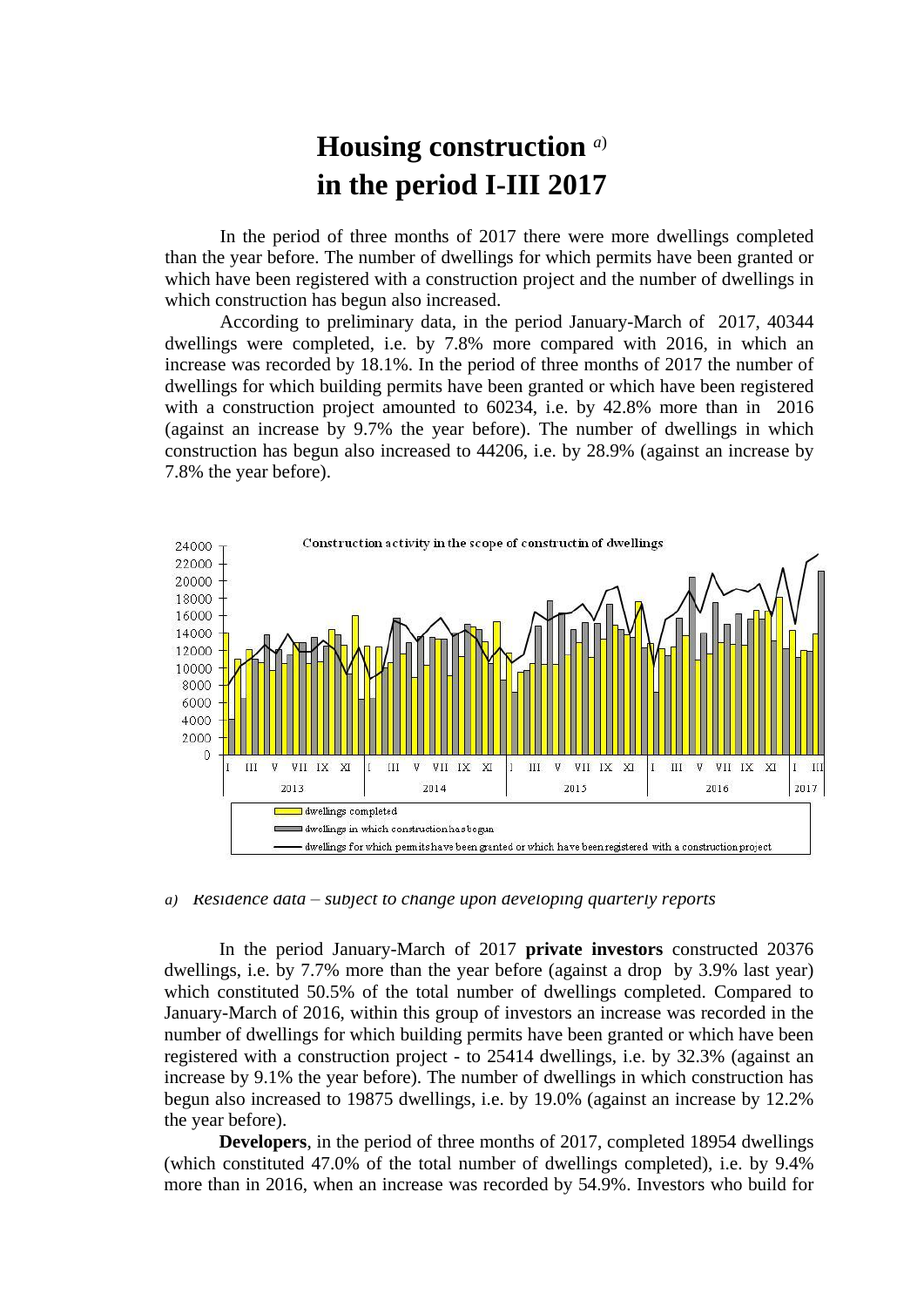# Housing construction [a)]
# in the period I-III 2017

In the period of three months of 2017 there were more dwellings completed than the year before. The number of dwellings for which permits have been granted or which have been registered with a construction project and the number of dwellings in which construction has begun also increased.

According to preliminary data, in the period January-March of 2017, 40344 dwellings were completed, i.e. by 7.8% more compared with 2016, in which an increase was recorded by 18.1%. In the period of three months of 2017 the number of dwellings for which building permits have been granted or which have been registered with a construction project amounted to 60234, i.e. by 42.8% more than in 2016 (against an increase by 9.7% the year before). The number of dwellings in which construction has begun also increased to 44206, i.e. by 28.9% (against an increase by 7.8% the year before).

Construction activity in the scope of constructin of dwellings

- dwellings completed
- dwellings in which construction has begun
- dwellings for which permits have been granted or which have been registered with a construction project

*a) Residence data – subject to change upon developing quarterly reports*

In the period January-March of 2017 **private investors** constructed 20376 dwellings, i.e. by 7.7% more than the year before (against a drop by 3.9% last year) which constituted 50.5% of the total number of dwellings completed. Compared to January-March of 2016, within this group of investors an increase was recorded in the number of dwellings for which building permits have been granted or which have been registered with a construction project - to 25414 dwellings, i.e. by 32.3% (against an increase by 9.1% the year before). The number of dwellings in which construction has begun also increased to 19875 dwellings, i.e. by 19.0% (against an increase by 12.2% the year before).

**Developers**, in the period of three months of 2017, completed 18954 dwellings (which constituted 47.0% of the total number of dwellings completed), i.e. by 9.4% more than in 2016, when an increase was recorded by 54.9%. Investors who build for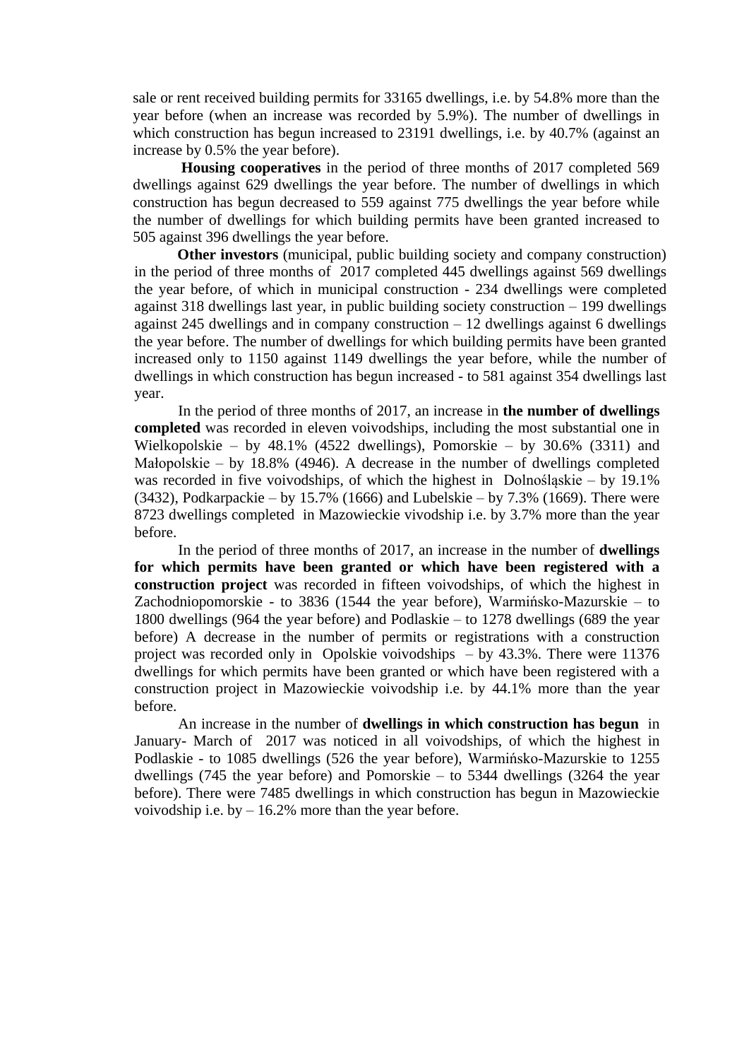sale or rent received building permits for 33165 dwellings, i.e. by 54.8% more than the year before (when an increase was recorded by 5.9%). The number of dwellings in which construction has begun increased to 23191 dwellings, i.e. by 40.7% (against an increase by 0.5% the year before).

**Housing cooperatives** in the period of three months of 2017 completed 569 dwellings against 629 dwellings the year before. The number of dwellings in which construction has begun decreased to 559 against 775 dwellings the year before while the number of dwellings for which building permits have been granted increased to 505 against 396 dwellings the year before.

**Other investors** (municipal, public building society and company construction) in the period of three months of 2017 completed 445 dwellings against 569 dwellings the year before, of which in municipal construction - 234 dwellings were completed against 318 dwellings last year, in public building society construction – 199 dwellings against 245 dwellings and in company construction – 12 dwellings against 6 dwellings the year before. The number of dwellings for which building permits have been granted increased only to 1150 against 1149 dwellings the year before, while the number of dwellings in which construction has begun increased - to 581 against 354 dwellings last year.

In the period of three months of 2017, an increase in **the number of dwellings completed** was recorded in eleven voivodships, including the most substantial one in Wielkopolskie – by 48.1% (4522 dwellings), Pomorskie – by 30.6% (3311) and Małopolskie – by 18.8% (4946). A decrease in the number of dwellings completed was recorded in five voivodships, of which the highest in Dolnośląskie – by 19.1% (3432), Podkarpackie – by 15.7% (1666) and Lubelskie – by 7.3% (1669). There were 8723 dwellings completed in Mazowieckie vivodship i.e. by 3.7% more than the year before.

In the period of three months of 2017, an increase in the number of **dwellings for which permits have been granted or which have been registered with a construction project** was recorded in fifteen voivodships, of which the highest in Zachodniopomorskie - to 3836 (1544 the year before), Warmińsko-Mazurskie – to 1800 dwellings (964 the year before) and Podlaskie – to 1278 dwellings (689 the year before) A decrease in the number of permits or registrations with a construction project was recorded only in Opolskie voivodships – by 43.3%. There were 11376 dwellings for which permits have been granted or which have been registered with a construction project in Mazowieckie voivodship i.e. by 44.1% more than the year before.

An increase in the number of **dwellings in which construction has begun** in January- March of 2017 was noticed in all voivodships, of which the highest in Podlaskie - to 1085 dwellings (526 the year before), Warmińsko-Mazurskie to 1255 dwellings (745 the year before) and Pomorskie – to 5344 dwellings (3264 the year before). There were 7485 dwellings in which construction has begun in Mazowieckie voivodship i.e. by – 16.2% more than the year before.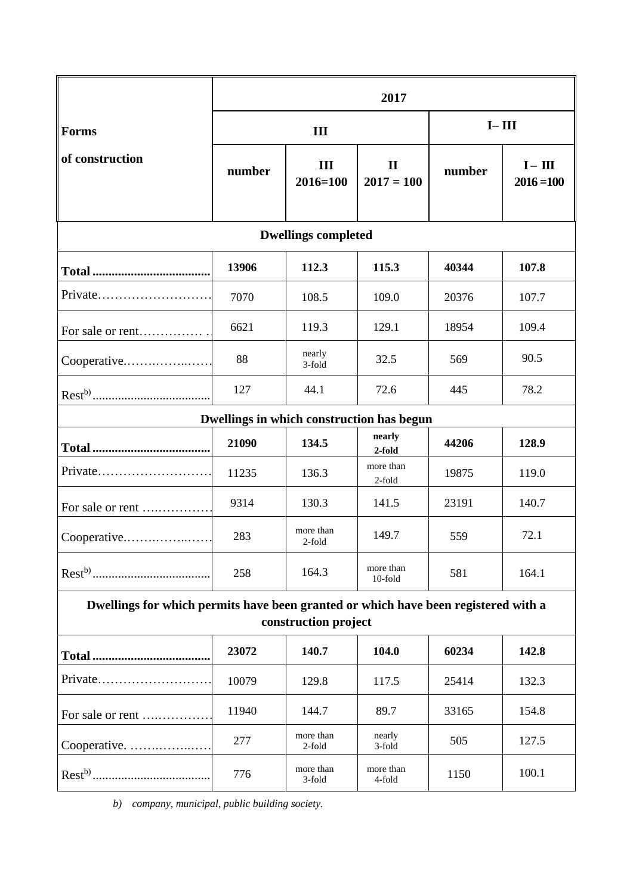| Forms of construction | 2017 | | | | |
|---|---|---|---|---|---|
| | III | | | I– III | |
| | number | III 2016=100 | II 2017 = 100 | number | I – III 2016 =100 |
| **Dwellings completed** | | | | | |
| **Total** | **13906** | **112.3** | **115.3** | **40344** | **107.8** |
| Private | 7070 | 108.5 | 109.0 | 20376 | 107.7 |
| For sale or rent | 6621 | 119.3 | 129.1 | 18954 | 109.4 |
| Cooperative | 88 | nearly 3-fold | 32.5 | 569 | 90.5 |
| Rest[b)] | 127 | 44.1 | 72.6 | 445 | 78.2 |
| **Dwellings in which construction has begun** | | | | | |
| **Total** | **21090** | **134.5** | **nearly 2-fold** | **44206** | **128.9** |
| Private | 11235 | 136.3 | more than 2-fold | 19875 | 119.0 |
| For sale or rent | 9314 | 130.3 | 141.5 | 23191 | 140.7 |
| Cooperative | 283 | more than 2-fold | 149.7 | 559 | 72.1 |
| Rest[b)] | 258 | 164.3 | more than 10-fold | 581 | 164.1 |
| **Dwellings for which permits have been granted or which have been registered with a construction project** | | | | | |
| **Total** | **23072** | **140.7** | **104.0** | **60234** | **142.8** |
| Private | 10079 | 129.8 | 117.5 | 25414 | 132.3 |
| For sale or rent | 11940 | 144.7 | 89.7 | 33165 | 154.8 |
| Cooperative | 277 | more than 2-fold | nearly 3-fold | 505 | 127.5 |
| Rest[b)] | 776 | more than 3-fold | more than 4-fold | 1150 | 100.1 |

*b) company, municipal, public building society.*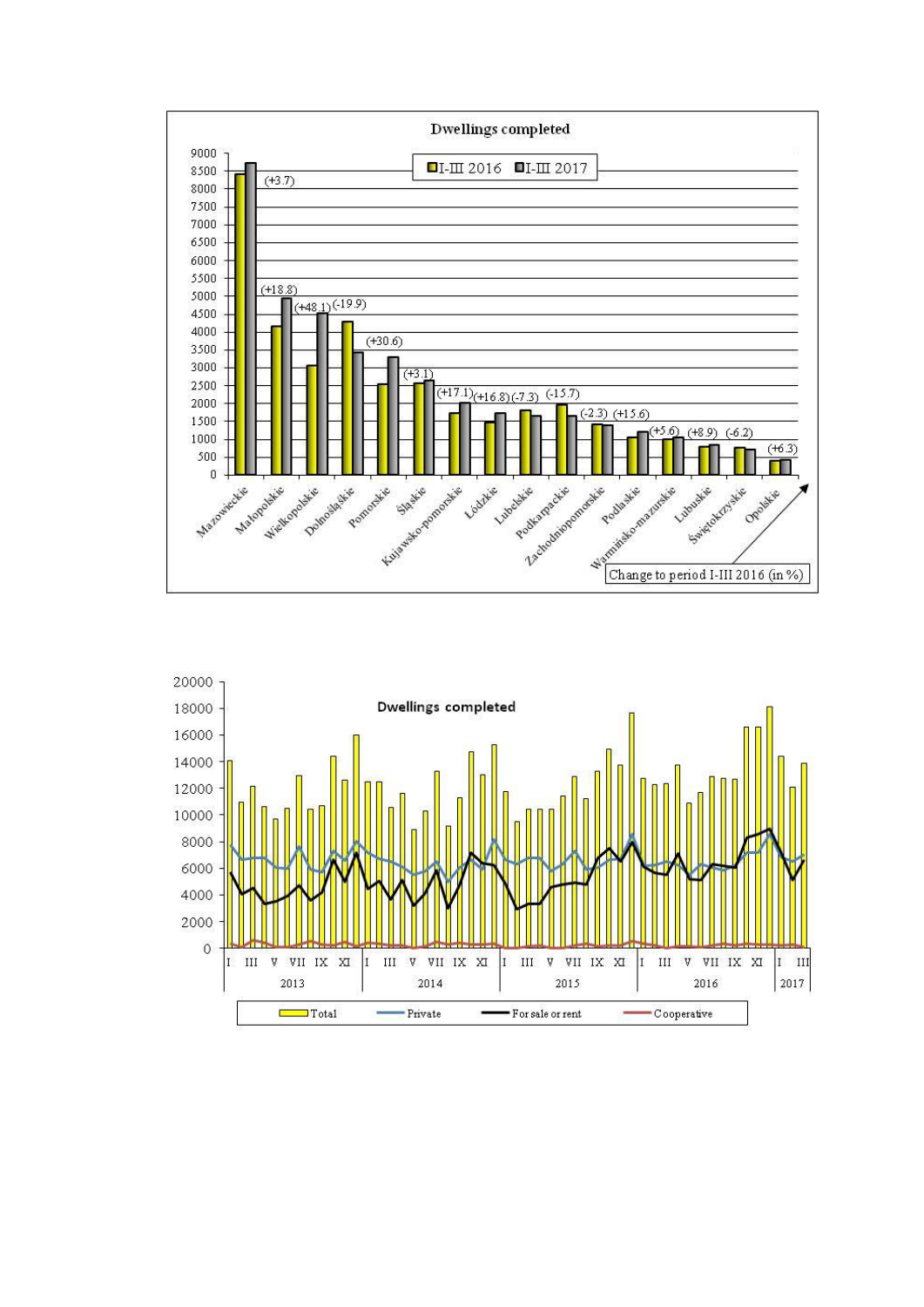**Dwellings completed**

I-III 2016 | I-III 2017

| Voivodship | Change to period I-III 2016 (in %) |
|---|---|
| Mazowieckie | (+3.7) |
| Małopolskie | (+18.8) |
| Wielkopolskie | (+48.1) |
| Dolnośląskie | (-19.9) |
| Pomorskie | (+30.6) |
| Śląskie | (+3.1) |
| Kujawsko-pomorskie | (+17.1) |
| Łódzkie | (+16.8) |
| Lubelskie | (-7.3) |
| Podkarpackie | (-15.7) |
| Zachodniopomorskie | (-2.3) |
| Podlaskie | (+15.6) |
| Warmińsko-mazurskie | (+5.6) |
| Lubuskie | (+8.9) |
| Świętokrzyskie | (-6.2) |
| Opolskie | (+6.3) |

**Dwellings completed**

2013 | 2014 | 2015 | 2016 | 2017

Total | Private | For sale or rent | Cooperative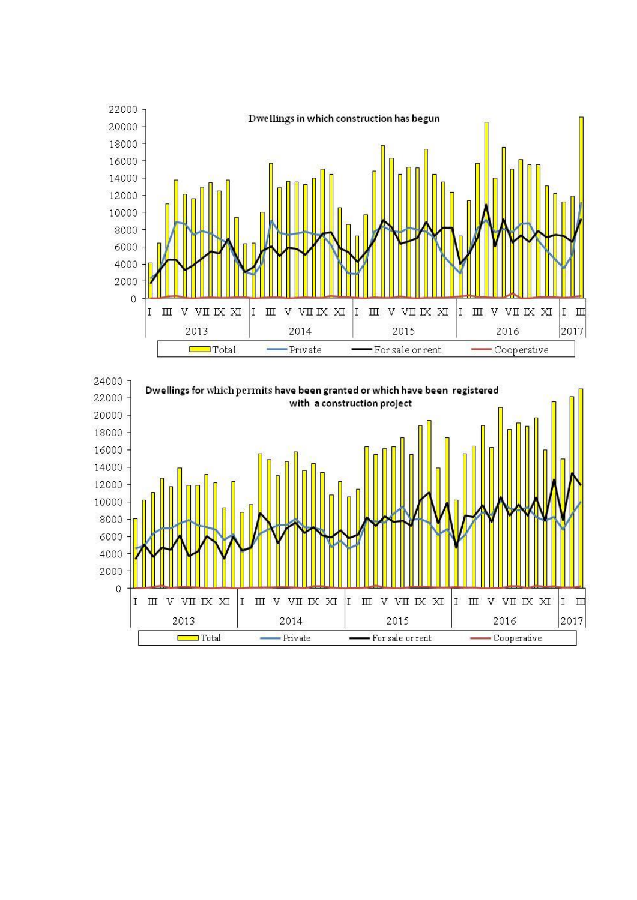Dwellings in which construction has begun

22000
20000
18000
16000
14000
12000
10000
8000
6000
4000
2000
0

I III V VII IX XI I III V VII IX XI I III V VII IX XI I III V VII IX XI I III

2013 2014 2015 2016 2017

Total Private For sale or rent Cooperative

Dwellings for which permits have been granted or which have been registered with a construction project

24000
22000
20000
18000
16000
14000
12000
10000
8000
6000
4000
2000
0

I III V VII IX XI I III V VII IX XI I III V VII IX XI I III V VII IX XI I III

2013 2014 2015 2016 2017

Total Private For sale or rent Cooperative